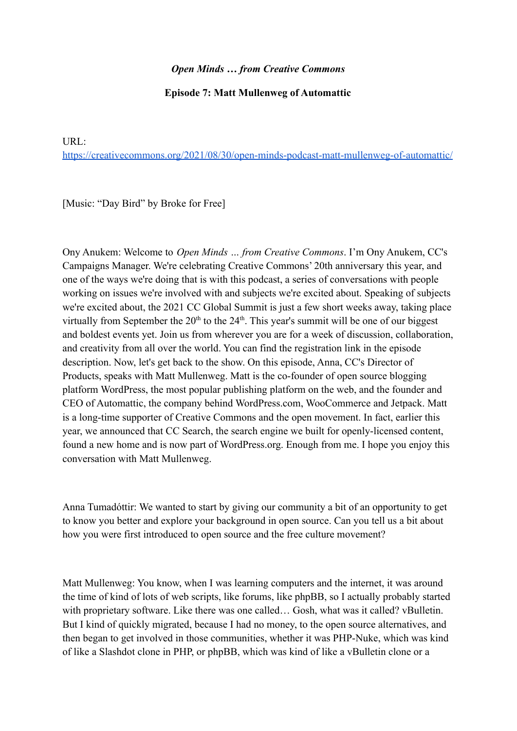*Open Minds … from Creative Commons*

**Episode 7: Matt Mullenweg of Automattic**

URL:
https://creativecommons.org/2021/08/30/open-minds-podcast-matt-mullenweg-of-automattic/

[Music: "Day Bird" by Broke for Free]

Ony Anukem: Welcome to *Open Minds … from Creative Commons*. I'm Ony Anukem, CC's Campaigns Manager. We're celebrating Creative Commons' 20th anniversary this year, and one of the ways we're doing that is with this podcast, a series of conversations with people working on issues we're involved with and subjects we're excited about. Speaking of subjects we're excited about, the 2021 CC Global Summit is just a few short weeks away, taking place virtually from September the 20th to the 24th. This year's summit will be one of our biggest and boldest events yet. Join us from wherever you are for a week of discussion, collaboration, and creativity from all over the world. You can find the registration link in the episode description. Now, let's get back to the show. On this episode, Anna, CC's Director of Products, speaks with Matt Mullenweg. Matt is the co-founder of open source blogging platform WordPress, the most popular publishing platform on the web, and the founder and CEO of Automattic, the company behind WordPress.com, WooCommerce and Jetpack. Matt is a long-time supporter of Creative Commons and the open movement. In fact, earlier this year, we announced that CC Search, the search engine we built for openly-licensed content, found a new home and is now part of WordPress.org. Enough from me. I hope you enjoy this conversation with Matt Mullenweg.

Anna Tumadóttir: We wanted to start by giving our community a bit of an opportunity to get to know you better and explore your background in open source. Can you tell us a bit about how you were first introduced to open source and the free culture movement?

Matt Mullenweg: You know, when I was learning computers and the internet, it was around the time of kind of lots of web scripts, like forums, like phpBB, so I actually probably started with proprietary software. Like there was one called… Gosh, what was it called? vBulletin. But I kind of quickly migrated, because I had no money, to the open source alternatives, and then began to get involved in those communities, whether it was PHP-Nuke, which was kind of like a Slashdot clone in PHP, or phpBB, which was kind of like a vBulletin clone or a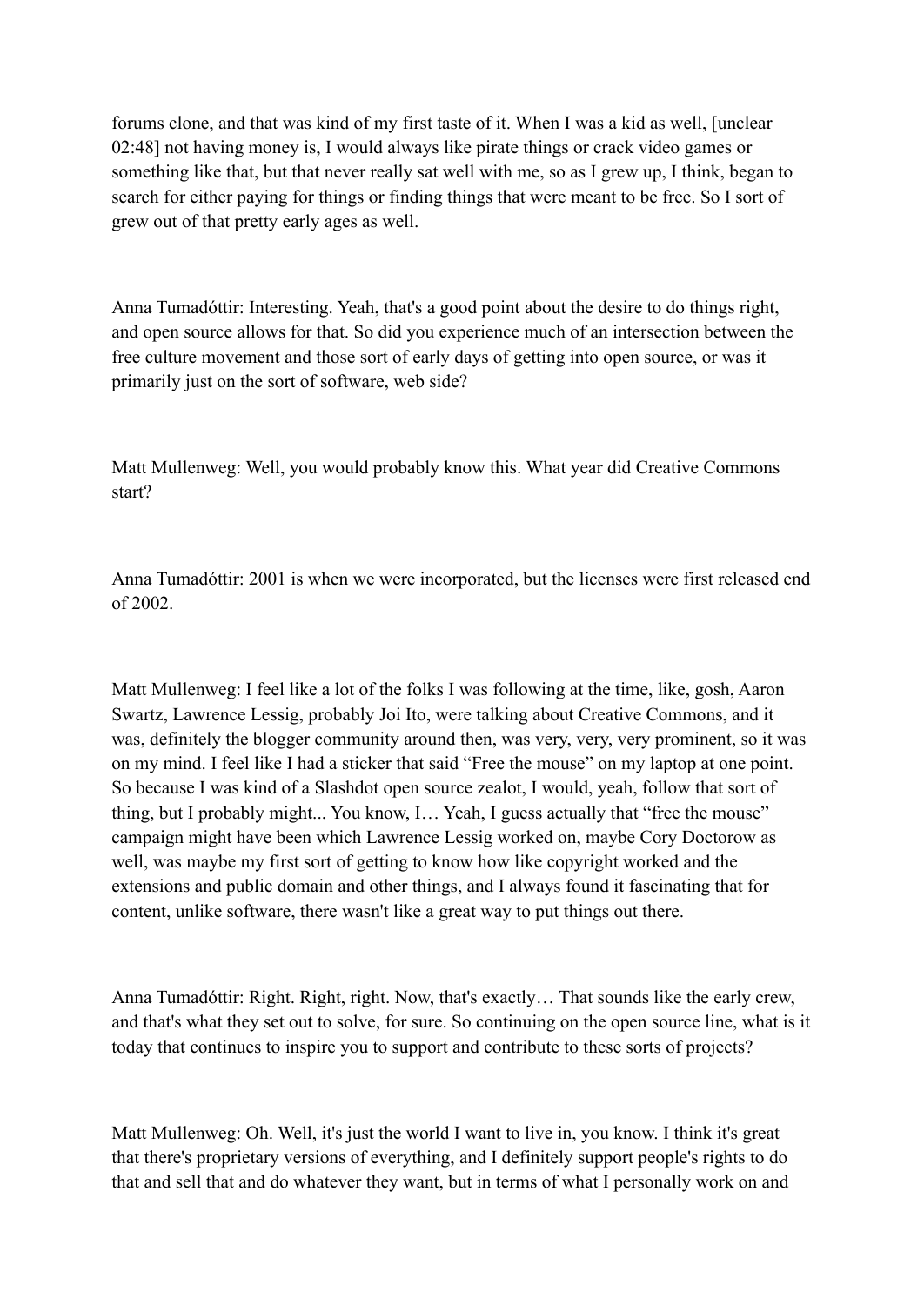forums clone, and that was kind of my first taste of it. When I was a kid as well, [unclear 02:48] not having money is, I would always like pirate things or crack video games or something like that, but that never really sat well with me, so as I grew up, I think, began to search for either paying for things or finding things that were meant to be free. So I sort of grew out of that pretty early ages as well.

Anna Tumadóttir: Interesting. Yeah, that's a good point about the desire to do things right, and open source allows for that. So did you experience much of an intersection between the free culture movement and those sort of early days of getting into open source, or was it primarily just on the sort of software, web side?

Matt Mullenweg: Well, you would probably know this. What year did Creative Commons start?

Anna Tumadóttir: 2001 is when we were incorporated, but the licenses were first released end of 2002.

Matt Mullenweg: I feel like a lot of the folks I was following at the time, like, gosh, Aaron Swartz, Lawrence Lessig, probably Joi Ito, were talking about Creative Commons, and it was, definitely the blogger community around then, was very, very, very prominent, so it was on my mind. I feel like I had a sticker that said "Free the mouse" on my laptop at one point. So because I was kind of a Slashdot open source zealot, I would, yeah, follow that sort of thing, but I probably might... You know, I… Yeah, I guess actually that "free the mouse" campaign might have been which Lawrence Lessig worked on, maybe Cory Doctorow as well, was maybe my first sort of getting to know how like copyright worked and the extensions and public domain and other things, and I always found it fascinating that for content, unlike software, there wasn't like a great way to put things out there.

Anna Tumadóttir: Right. Right, right. Now, that's exactly… That sounds like the early crew, and that's what they set out to solve, for sure. So continuing on the open source line, what is it today that continues to inspire you to support and contribute to these sorts of projects?

Matt Mullenweg: Oh. Well, it's just the world I want to live in, you know. I think it's great that there's proprietary versions of everything, and I definitely support people's rights to do that and sell that and do whatever they want, but in terms of what I personally work on and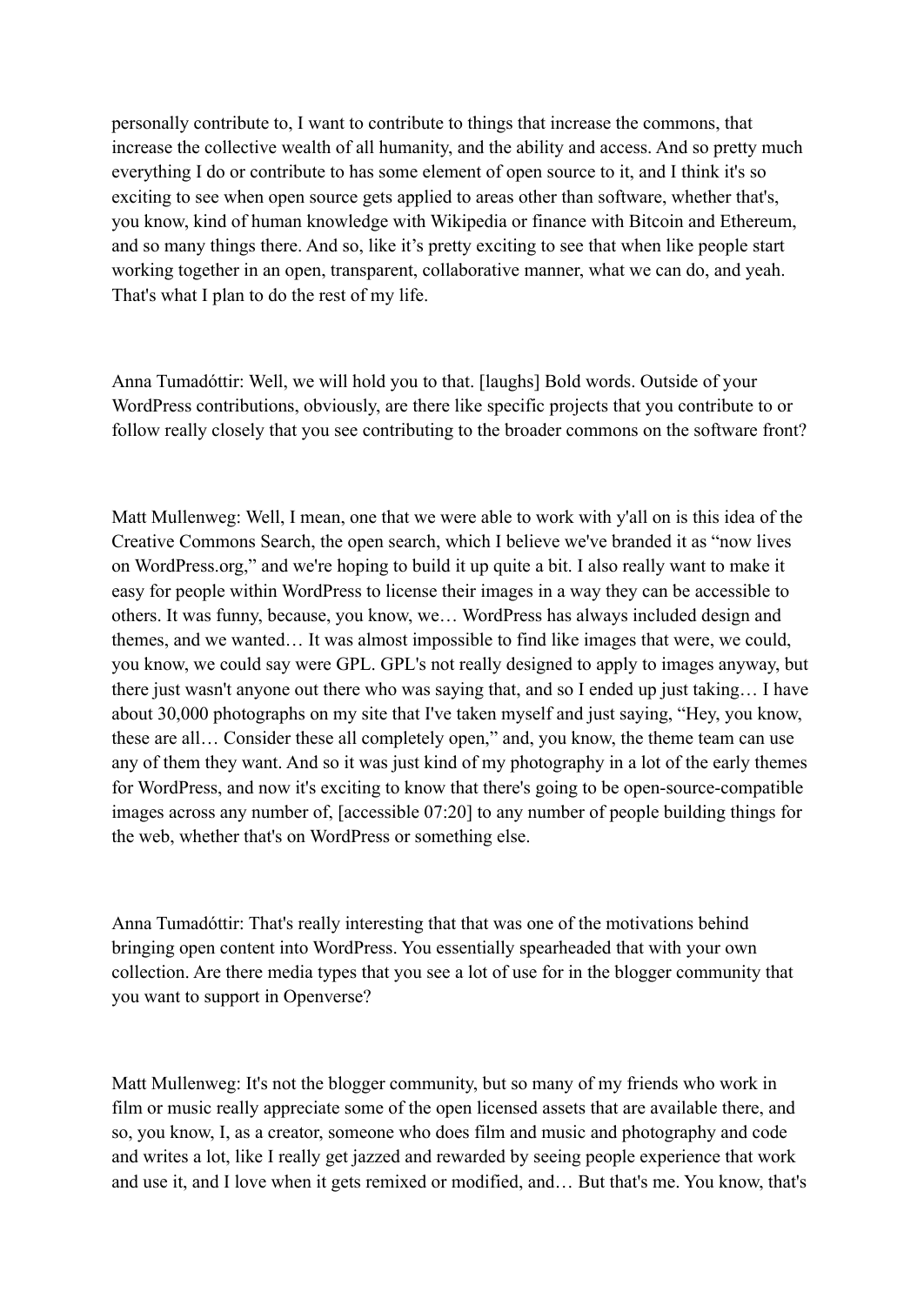personally contribute to, I want to contribute to things that increase the commons, that increase the collective wealth of all humanity, and the ability and access. And so pretty much everything I do or contribute to has some element of open source to it, and I think it's so exciting to see when open source gets applied to areas other than software, whether that's, you know, kind of human knowledge with Wikipedia or finance with Bitcoin and Ethereum, and so many things there. And so, like it's pretty exciting to see that when like people start working together in an open, transparent, collaborative manner, what we can do, and yeah. That's what I plan to do the rest of my life.

Anna Tumadóttir: Well, we will hold you to that. [laughs] Bold words. Outside of your WordPress contributions, obviously, are there like specific projects that you contribute to or follow really closely that you see contributing to the broader commons on the software front?

Matt Mullenweg: Well, I mean, one that we were able to work with y'all on is this idea of the Creative Commons Search, the open search, which I believe we've branded it as "now lives on WordPress.org," and we're hoping to build it up quite a bit. I also really want to make it easy for people within WordPress to license their images in a way they can be accessible to others. It was funny, because, you know, we… WordPress has always included design and themes, and we wanted… It was almost impossible to find like images that were, we could, you know, we could say were GPL. GPL's not really designed to apply to images anyway, but there just wasn't anyone out there who was saying that, and so I ended up just taking… I have about 30,000 photographs on my site that I've taken myself and just saying, "Hey, you know, these are all… Consider these all completely open," and, you know, the theme team can use any of them they want. And so it was just kind of my photography in a lot of the early themes for WordPress, and now it's exciting to know that there's going to be open-source-compatible images across any number of, [accessible 07:20] to any number of people building things for the web, whether that's on WordPress or something else.

Anna Tumadóttir: That's really interesting that that was one of the motivations behind bringing open content into WordPress. You essentially spearheaded that with your own collection. Are there media types that you see a lot of use for in the blogger community that you want to support in Openverse?

Matt Mullenweg: It's not the blogger community, but so many of my friends who work in film or music really appreciate some of the open licensed assets that are available there, and so, you know, I, as a creator, someone who does film and music and photography and code and writes a lot, like I really get jazzed and rewarded by seeing people experience that work and use it, and I love when it gets remixed or modified, and… But that's me. You know, that's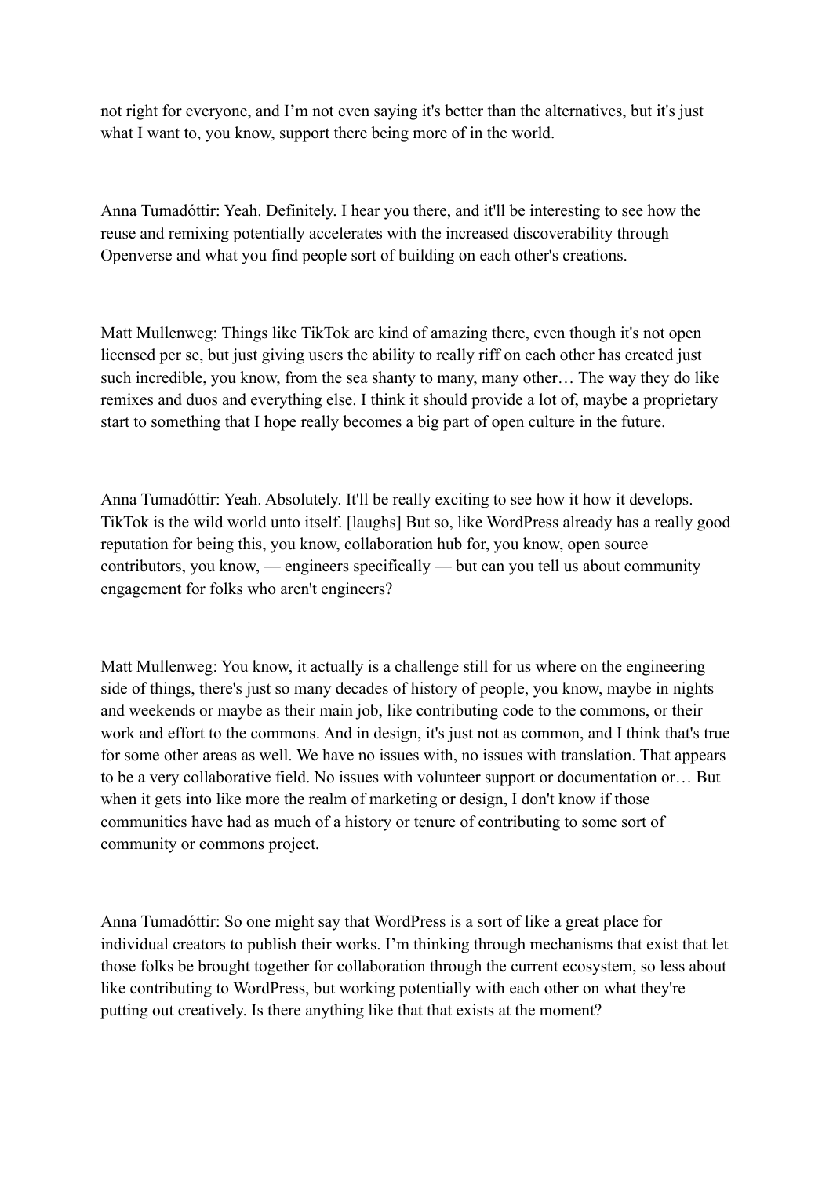not right for everyone, and I’m not even saying it's better than the alternatives, but it's just what I want to, you know, support there being more of in the world.

Anna Tumadóttir: Yeah. Definitely. I hear you there, and it'll be interesting to see how the reuse and remixing potentially accelerates with the increased discoverability through Openverse and what you find people sort of building on each other's creations.

Matt Mullenweg: Things like TikTok are kind of amazing there, even though it's not open licensed per se, but just giving users the ability to really riff on each other has created just such incredible, you know, from the sea shanty to many, many other… The way they do like remixes and duos and everything else. I think it should provide a lot of, maybe a proprietary start to something that I hope really becomes a big part of open culture in the future.

Anna Tumadóttir: Yeah. Absolutely. It'll be really exciting to see how it how it develops. TikTok is the wild world unto itself. [laughs] But so, like WordPress already has a really good reputation for being this, you know, collaboration hub for, you know, open source contributors, you know, — engineers specifically — but can you tell us about community engagement for folks who aren't engineers?

Matt Mullenweg: You know, it actually is a challenge still for us where on the engineering side of things, there's just so many decades of history of people, you know, maybe in nights and weekends or maybe as their main job, like contributing code to the commons, or their work and effort to the commons. And in design, it's just not as common, and I think that's true for some other areas as well. We have no issues with, no issues with translation. That appears to be a very collaborative field. No issues with volunteer support or documentation or… But when it gets into like more the realm of marketing or design, I don't know if those communities have had as much of a history or tenure of contributing to some sort of community or commons project.

Anna Tumadóttir: So one might say that WordPress is a sort of like a great place for individual creators to publish their works. I’m thinking through mechanisms that exist that let those folks be brought together for collaboration through the current ecosystem, so less about like contributing to WordPress, but working potentially with each other on what they're putting out creatively. Is there anything like that that exists at the moment?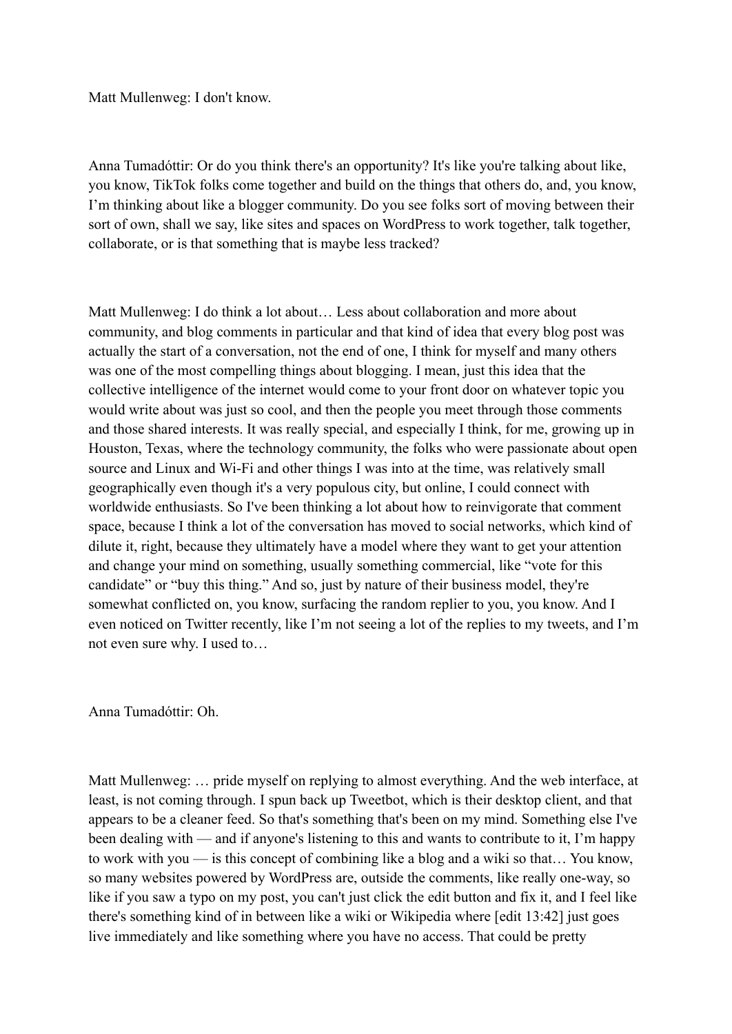Matt Mullenweg: I don't know.

Anna Tumadóttir: Or do you think there's an opportunity? It's like you're talking about like, you know, TikTok folks come together and build on the things that others do, and, you know, I'm thinking about like a blogger community. Do you see folks sort of moving between their sort of own, shall we say, like sites and spaces on WordPress to work together, talk together, collaborate, or is that something that is maybe less tracked?

Matt Mullenweg: I do think a lot about… Less about collaboration and more about community, and blog comments in particular and that kind of idea that every blog post was actually the start of a conversation, not the end of one, I think for myself and many others was one of the most compelling things about blogging. I mean, just this idea that the collective intelligence of the internet would come to your front door on whatever topic you would write about was just so cool, and then the people you meet through those comments and those shared interests. It was really special, and especially I think, for me, growing up in Houston, Texas, where the technology community, the folks who were passionate about open source and Linux and Wi-Fi and other things I was into at the time, was relatively small geographically even though it's a very populous city, but online, I could connect with worldwide enthusiasts. So I've been thinking a lot about how to reinvigorate that comment space, because I think a lot of the conversation has moved to social networks, which kind of dilute it, right, because they ultimately have a model where they want to get your attention and change your mind on something, usually something commercial, like "vote for this candidate" or "buy this thing." And so, just by nature of their business model, they're somewhat conflicted on, you know, surfacing the random replier to you, you know. And I even noticed on Twitter recently, like I'm not seeing a lot of the replies to my tweets, and I'm not even sure why. I used to…

Anna Tumadóttir: Oh.

Matt Mullenweg: … pride myself on replying to almost everything. And the web interface, at least, is not coming through. I spun back up Tweetbot, which is their desktop client, and that appears to be a cleaner feed. So that's something that's been on my mind. Something else I've been dealing with — and if anyone's listening to this and wants to contribute to it, I'm happy to work with you — is this concept of combining like a blog and a wiki so that… You know, so many websites powered by WordPress are, outside the comments, like really one-way, so like if you saw a typo on my post, you can't just click the edit button and fix it, and I feel like there's something kind of in between like a wiki or Wikipedia where [edit 13:42] just goes live immediately and like something where you have no access. That could be pretty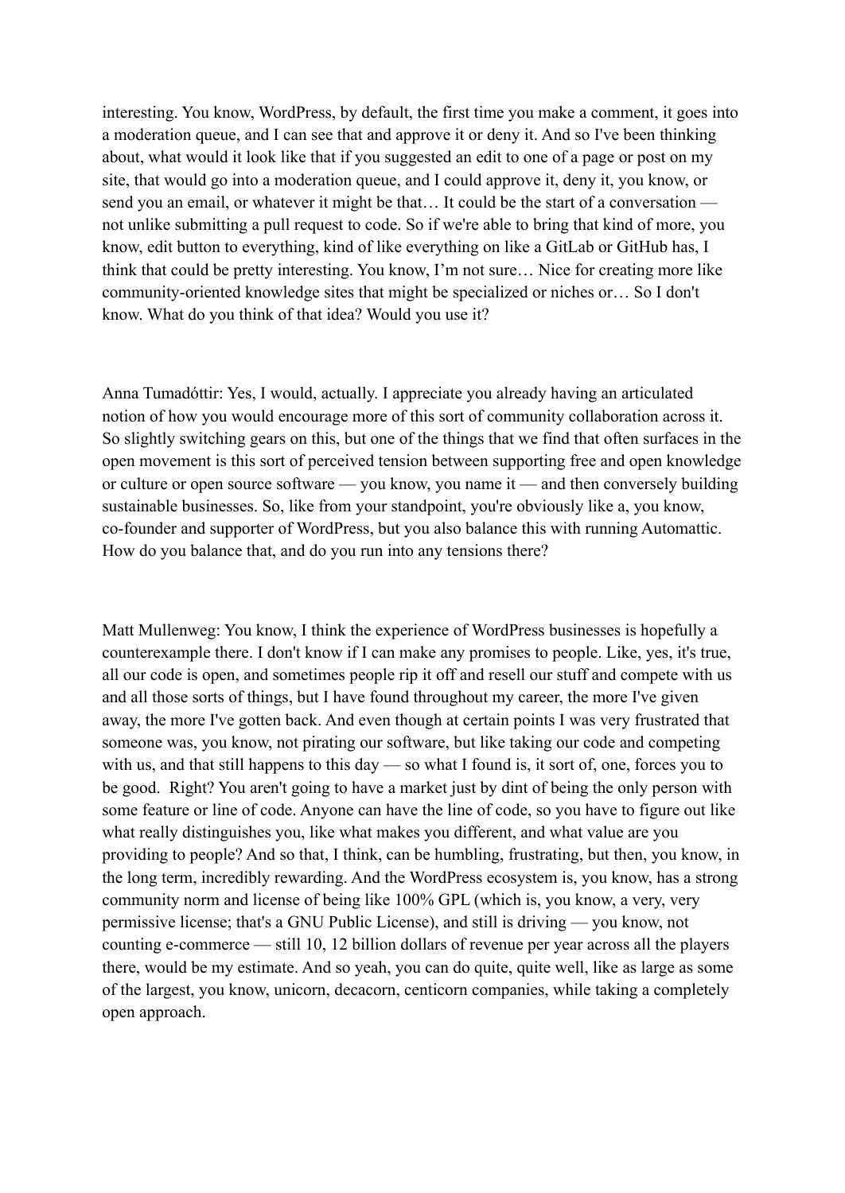interesting. You know, WordPress, by default, the first time you make a comment, it goes into a moderation queue, and I can see that and approve it or deny it. And so I've been thinking about, what would it look like that if you suggested an edit to one of a page or post on my site, that would go into a moderation queue, and I could approve it, deny it, you know, or send you an email, or whatever it might be that… It could be the start of a conversation — not unlike submitting a pull request to code. So if we're able to bring that kind of more, you know, edit button to everything, kind of like everything on like a GitLab or GitHub has, I think that could be pretty interesting. You know, I'm not sure… Nice for creating more like community-oriented knowledge sites that might be specialized or niches or… So I don't know. What do you think of that idea? Would you use it?

Anna Tumadóttir: Yes, I would, actually. I appreciate you already having an articulated notion of how you would encourage more of this sort of community collaboration across it. So slightly switching gears on this, but one of the things that we find that often surfaces in the open movement is this sort of perceived tension between supporting free and open knowledge or culture or open source software — you know, you name it — and then conversely building sustainable businesses. So, like from your standpoint, you're obviously like a, you know, co-founder and supporter of WordPress, but you also balance this with running Automattic. How do you balance that, and do you run into any tensions there?

Matt Mullenweg: You know, I think the experience of WordPress businesses is hopefully a counterexample there. I don't know if I can make any promises to people. Like, yes, it's true, all our code is open, and sometimes people rip it off and resell our stuff and compete with us and all those sorts of things, but I have found throughout my career, the more I've given away, the more I've gotten back. And even though at certain points I was very frustrated that someone was, you know, not pirating our software, but like taking our code and competing with us, and that still happens to this day — so what I found is, it sort of, one, forces you to be good. Right? You aren't going to have a market just by dint of being the only person with some feature or line of code. Anyone can have the line of code, so you have to figure out like what really distinguishes you, like what makes you different, and what value are you providing to people? And so that, I think, can be humbling, frustrating, but then, you know, in the long term, incredibly rewarding. And the WordPress ecosystem is, you know, has a strong community norm and license of being like 100% GPL (which is, you know, a very, very permissive license; that's a GNU Public License), and still is driving — you know, not counting e-commerce — still 10, 12 billion dollars of revenue per year across all the players there, would be my estimate. And so yeah, you can do quite, quite well, like as large as some of the largest, you know, unicorn, decacorn, centicorn companies, while taking a completely open approach.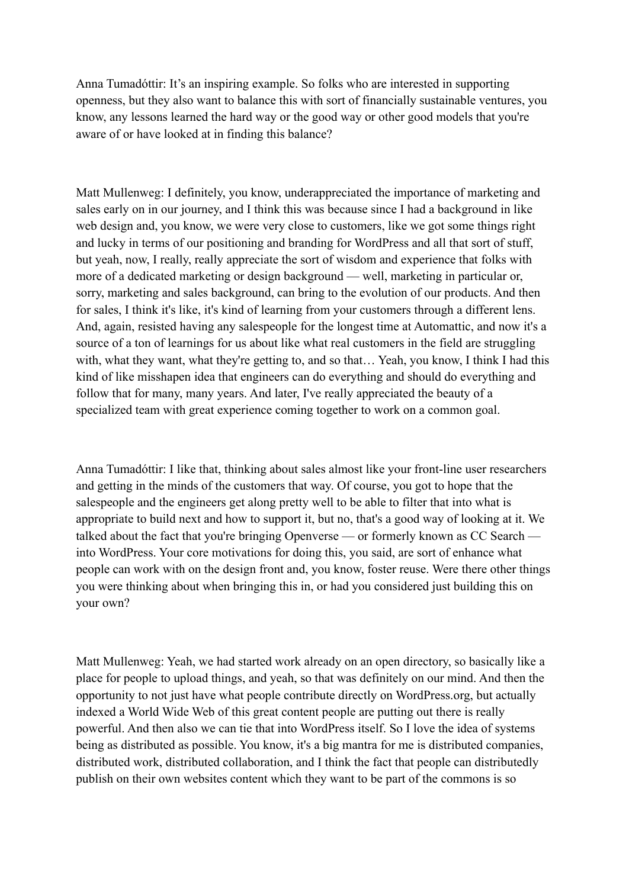Anna Tumadóttir: It's an inspiring example. So folks who are interested in supporting openness, but they also want to balance this with sort of financially sustainable ventures, you know, any lessons learned the hard way or the good way or other good models that you're aware of or have looked at in finding this balance?

Matt Mullenweg: I definitely, you know, underappreciated the importance of marketing and sales early on in our journey, and I think this was because since I had a background in like web design and, you know, we were very close to customers, like we got some things right and lucky in terms of our positioning and branding for WordPress and all that sort of stuff, but yeah, now, I really, really appreciate the sort of wisdom and experience that folks with more of a dedicated marketing or design background — well, marketing in particular or, sorry, marketing and sales background, can bring to the evolution of our products. And then for sales, I think it's like, it's kind of learning from your customers through a different lens. And, again, resisted having any salespeople for the longest time at Automattic, and now it's a source of a ton of learnings for us about like what real customers in the field are struggling with, what they want, what they're getting to, and so that… Yeah, you know, I think I had this kind of like misshapen idea that engineers can do everything and should do everything and follow that for many, many years. And later, I've really appreciated the beauty of a specialized team with great experience coming together to work on a common goal.

Anna Tumadóttir: I like that, thinking about sales almost like your front-line user researchers and getting in the minds of the customers that way. Of course, you got to hope that the salespeople and the engineers get along pretty well to be able to filter that into what is appropriate to build next and how to support it, but no, that's a good way of looking at it. We talked about the fact that you're bringing Openverse — or formerly known as CC Search — into WordPress. Your core motivations for doing this, you said, are sort of enhance what people can work with on the design front and, you know, foster reuse. Were there other things you were thinking about when bringing this in, or had you considered just building this on your own?

Matt Mullenweg: Yeah, we had started work already on an open directory, so basically like a place for people to upload things, and yeah, so that was definitely on our mind. And then the opportunity to not just have what people contribute directly on WordPress.org, but actually indexed a World Wide Web of this great content people are putting out there is really powerful. And then also we can tie that into WordPress itself. So I love the idea of systems being as distributed as possible. You know, it's a big mantra for me is distributed companies, distributed work, distributed collaboration, and I think the fact that people can distributedly publish on their own websites content which they want to be part of the commons is so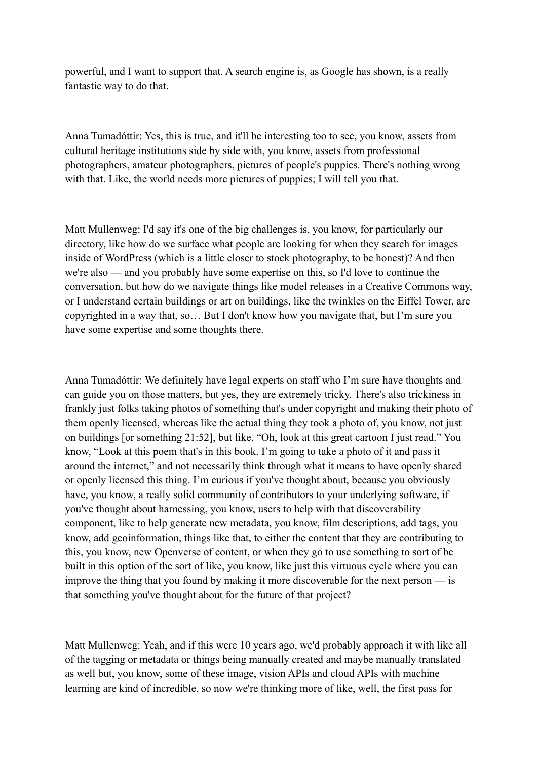powerful, and I want to support that. A search engine is, as Google has shown, is a really fantastic way to do that.

Anna Tumadóttir: Yes, this is true, and it'll be interesting too to see, you know, assets from cultural heritage institutions side by side with, you know, assets from professional photographers, amateur photographers, pictures of people's puppies. There's nothing wrong with that. Like, the world needs more pictures of puppies; I will tell you that.

Matt Mullenweg: I'd say it's one of the big challenges is, you know, for particularly our directory, like how do we surface what people are looking for when they search for images inside of WordPress (which is a little closer to stock photography, to be honest)? And then we're also — and you probably have some expertise on this, so I'd love to continue the conversation, but how do we navigate things like model releases in a Creative Commons way, or I understand certain buildings or art on buildings, like the twinkles on the Eiffel Tower, are copyrighted in a way that, so… But I don't know how you navigate that, but I'm sure you have some expertise and some thoughts there.

Anna Tumadóttir: We definitely have legal experts on staff who I'm sure have thoughts and can guide you on those matters, but yes, they are extremely tricky. There's also trickiness in frankly just folks taking photos of something that's under copyright and making their photo of them openly licensed, whereas like the actual thing they took a photo of, you know, not just on buildings [or something 21:52], but like, "Oh, look at this great cartoon I just read." You know, "Look at this poem that's in this book. I'm going to take a photo of it and pass it around the internet," and not necessarily think through what it means to have openly shared or openly licensed this thing. I'm curious if you've thought about, because you obviously have, you know, a really solid community of contributors to your underlying software, if you've thought about harnessing, you know, users to help with that discoverability component, like to help generate new metadata, you know, film descriptions, add tags, you know, add geoinformation, things like that, to either the content that they are contributing to this, you know, new Openverse of content, or when they go to use something to sort of be built in this option of the sort of like, you know, like just this virtuous cycle where you can improve the thing that you found by making it more discoverable for the next person — is that something you've thought about for the future of that project?

Matt Mullenweg: Yeah, and if this were 10 years ago, we'd probably approach it with like all of the tagging or metadata or things being manually created and maybe manually translated as well but, you know, some of these image, vision APIs and cloud APIs with machine learning are kind of incredible, so now we're thinking more of like, well, the first pass for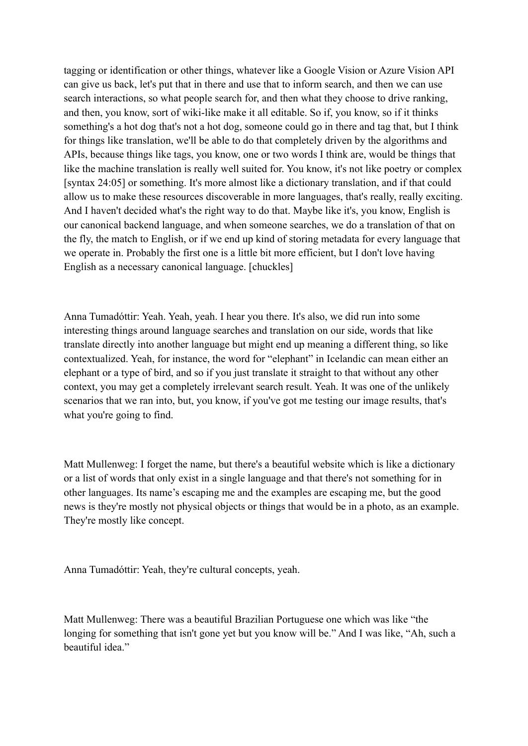tagging or identification or other things, whatever like a Google Vision or Azure Vision API can give us back, let's put that in there and use that to inform search, and then we can use search interactions, so what people search for, and then what they choose to drive ranking, and then, you know, sort of wiki-like make it all editable. So if, you know, so if it thinks something's a hot dog that's not a hot dog, someone could go in there and tag that, but I think for things like translation, we'll be able to do that completely driven by the algorithms and APIs, because things like tags, you know, one or two words I think are, would be things that like the machine translation is really well suited for. You know, it's not like poetry or complex [syntax 24:05] or something. It's more almost like a dictionary translation, and if that could allow us to make these resources discoverable in more languages, that's really, really exciting. And I haven't decided what's the right way to do that. Maybe like it's, you know, English is our canonical backend language, and when someone searches, we do a translation of that on the fly, the match to English, or if we end up kind of storing metadata for every language that we operate in. Probably the first one is a little bit more efficient, but I don't love having English as a necessary canonical language. [chuckles]

Anna Tumadóttir: Yeah. Yeah, yeah. I hear you there. It's also, we did run into some interesting things around language searches and translation on our side, words that like translate directly into another language but might end up meaning a different thing, so like contextualized. Yeah, for instance, the word for "elephant" in Icelandic can mean either an elephant or a type of bird, and so if you just translate it straight to that without any other context, you may get a completely irrelevant search result. Yeah. It was one of the unlikely scenarios that we ran into, but, you know, if you've got me testing our image results, that's what you're going to find.

Matt Mullenweg: I forget the name, but there's a beautiful website which is like a dictionary or a list of words that only exist in a single language and that there's not something for in other languages. Its name's escaping me and the examples are escaping me, but the good news is they're mostly not physical objects or things that would be in a photo, as an example. They're mostly like concept.

Anna Tumadóttir: Yeah, they're cultural concepts, yeah.

Matt Mullenweg: There was a beautiful Brazilian Portuguese one which was like "the longing for something that isn't gone yet but you know will be." And I was like, "Ah, such a beautiful idea."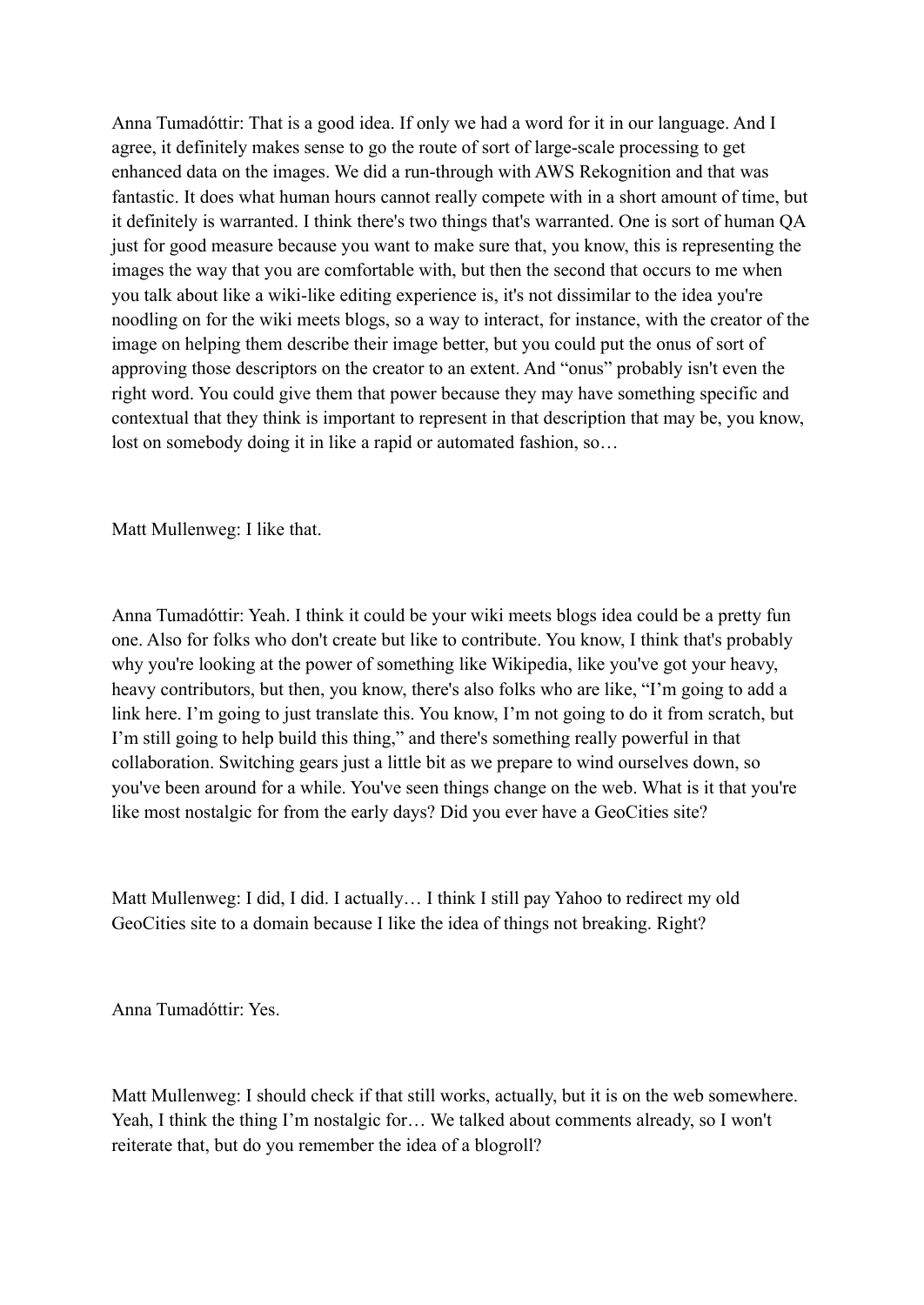Anna Tumadóttir: That is a good idea. If only we had a word for it in our language. And I agree, it definitely makes sense to go the route of sort of large-scale processing to get enhanced data on the images. We did a run-through with AWS Rekognition and that was fantastic. It does what human hours cannot really compete with in a short amount of time, but it definitely is warranted. I think there's two things that's warranted. One is sort of human QA just for good measure because you want to make sure that, you know, this is representing the images the way that you are comfortable with, but then the second that occurs to me when you talk about like a wiki-like editing experience is, it's not dissimilar to the idea you're noodling on for the wiki meets blogs, so a way to interact, for instance, with the creator of the image on helping them describe their image better, but you could put the onus of sort of approving those descriptors on the creator to an extent. And "onus" probably isn't even the right word. You could give them that power because they may have something specific and contextual that they think is important to represent in that description that may be, you know, lost on somebody doing it in like a rapid or automated fashion, so…

Matt Mullenweg: I like that.

Anna Tumadóttir: Yeah. I think it could be your wiki meets blogs idea could be a pretty fun one. Also for folks who don't create but like to contribute. You know, I think that's probably why you're looking at the power of something like Wikipedia, like you've got your heavy, heavy contributors, but then, you know, there's also folks who are like, "I'm going to add a link here. I'm going to just translate this. You know, I'm not going to do it from scratch, but I'm still going to help build this thing," and there's something really powerful in that collaboration. Switching gears just a little bit as we prepare to wind ourselves down, so you've been around for a while. You've seen things change on the web. What is it that you're like most nostalgic for from the early days? Did you ever have a GeoCities site?

Matt Mullenweg: I did, I did. I actually… I think I still pay Yahoo to redirect my old GeoCities site to a domain because I like the idea of things not breaking. Right?

Anna Tumadóttir: Yes.

Matt Mullenweg: I should check if that still works, actually, but it is on the web somewhere. Yeah, I think the thing I'm nostalgic for… We talked about comments already, so I won't reiterate that, but do you remember the idea of a blogroll?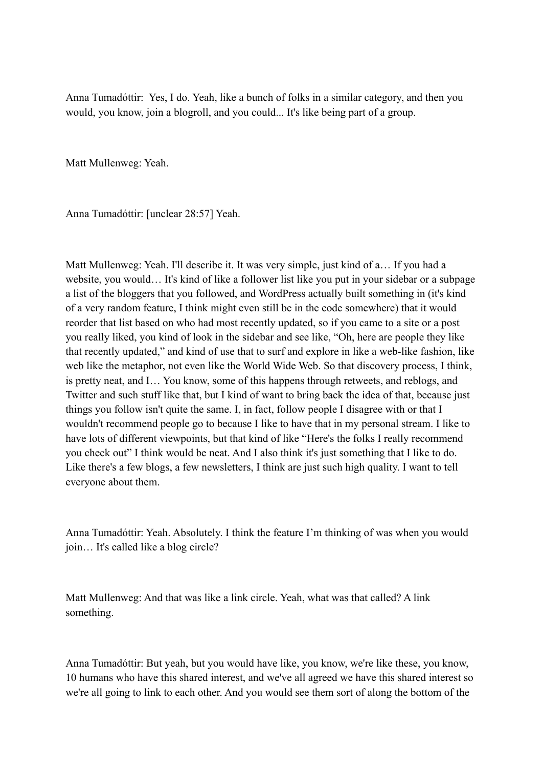Anna Tumadóttir: Yes, I do. Yeah, like a bunch of folks in a similar category, and then you would, you know, join a blogroll, and you could... It's like being part of a group.

Matt Mullenweg: Yeah.

Anna Tumadóttir: [unclear 28:57] Yeah.

Matt Mullenweg: Yeah. I'll describe it. It was very simple, just kind of a… If you had a website, you would… It's kind of like a follower list like you put in your sidebar or a subpage a list of the bloggers that you followed, and WordPress actually built something in (it's kind of a very random feature, I think might even still be in the code somewhere) that it would reorder that list based on who had most recently updated, so if you came to a site or a post you really liked, you kind of look in the sidebar and see like, "Oh, here are people they like that recently updated," and kind of use that to surf and explore in like a web-like fashion, like web like the metaphor, not even like the World Wide Web. So that discovery process, I think, is pretty neat, and I… You know, some of this happens through retweets, and reblogs, and Twitter and such stuff like that, but I kind of want to bring back the idea of that, because just things you follow isn't quite the same. I, in fact, follow people I disagree with or that I wouldn't recommend people go to because I like to have that in my personal stream. I like to have lots of different viewpoints, but that kind of like "Here's the folks I really recommend you check out" I think would be neat. And I also think it's just something that I like to do. Like there's a few blogs, a few newsletters, I think are just such high quality. I want to tell everyone about them.

Anna Tumadóttir: Yeah. Absolutely. I think the feature I'm thinking of was when you would join… It's called like a blog circle?

Matt Mullenweg: And that was like a link circle. Yeah, what was that called? A link something.

Anna Tumadóttir: But yeah, but you would have like, you know, we're like these, you know, 10 humans who have this shared interest, and we've all agreed we have this shared interest so we're all going to link to each other. And you would see them sort of along the bottom of the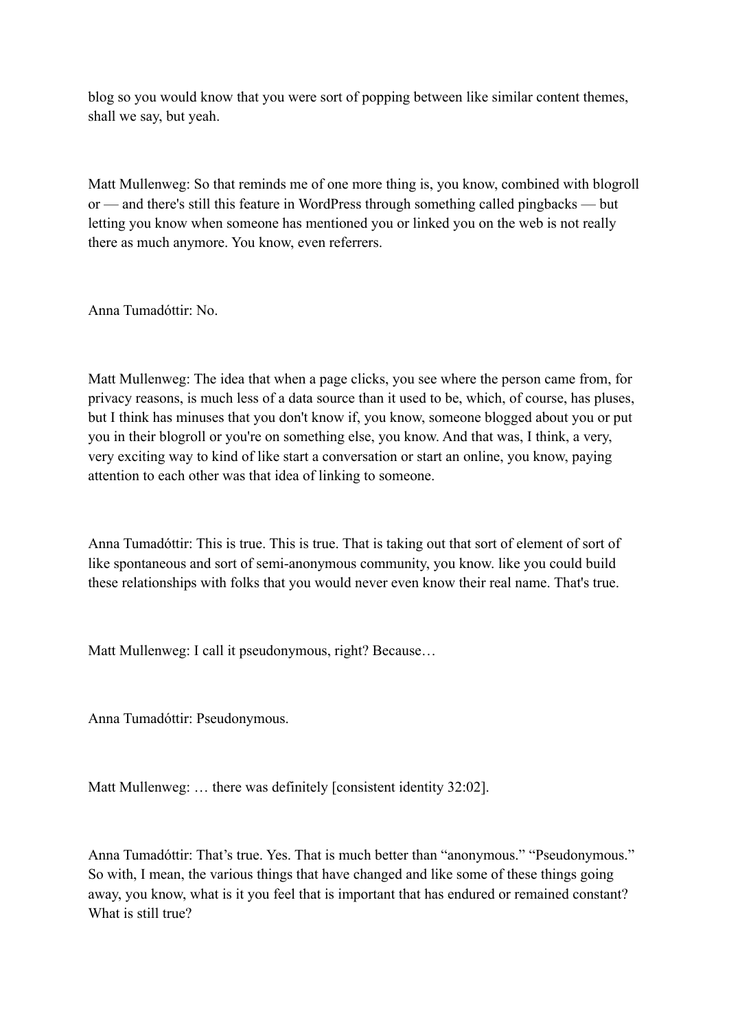blog so you would know that you were sort of popping between like similar content themes, shall we say, but yeah.

Matt Mullenweg: So that reminds me of one more thing is, you know, combined with blogroll or — and there's still this feature in WordPress through something called pingbacks — but letting you know when someone has mentioned you or linked you on the web is not really there as much anymore. You know, even referrers.

Anna Tumadóttir: No.

Matt Mullenweg: The idea that when a page clicks, you see where the person came from, for privacy reasons, is much less of a data source than it used to be, which, of course, has pluses, but I think has minuses that you don't know if, you know, someone blogged about you or put you in their blogroll or you're on something else, you know. And that was, I think, a very, very exciting way to kind of like start a conversation or start an online, you know, paying attention to each other was that idea of linking to someone.

Anna Tumadóttir: This is true. This is true. That is taking out that sort of element of sort of like spontaneous and sort of semi-anonymous community, you know. like you could build these relationships with folks that you would never even know their real name. That's true.

Matt Mullenweg: I call it pseudonymous, right? Because…

Anna Tumadóttir: Pseudonymous.

Matt Mullenweg: … there was definitely [consistent identity 32:02].

Anna Tumadóttir: That's true. Yes. That is much better than "anonymous." "Pseudonymous." So with, I mean, the various things that have changed and like some of these things going away, you know, what is it you feel that is important that has endured or remained constant? What is still true?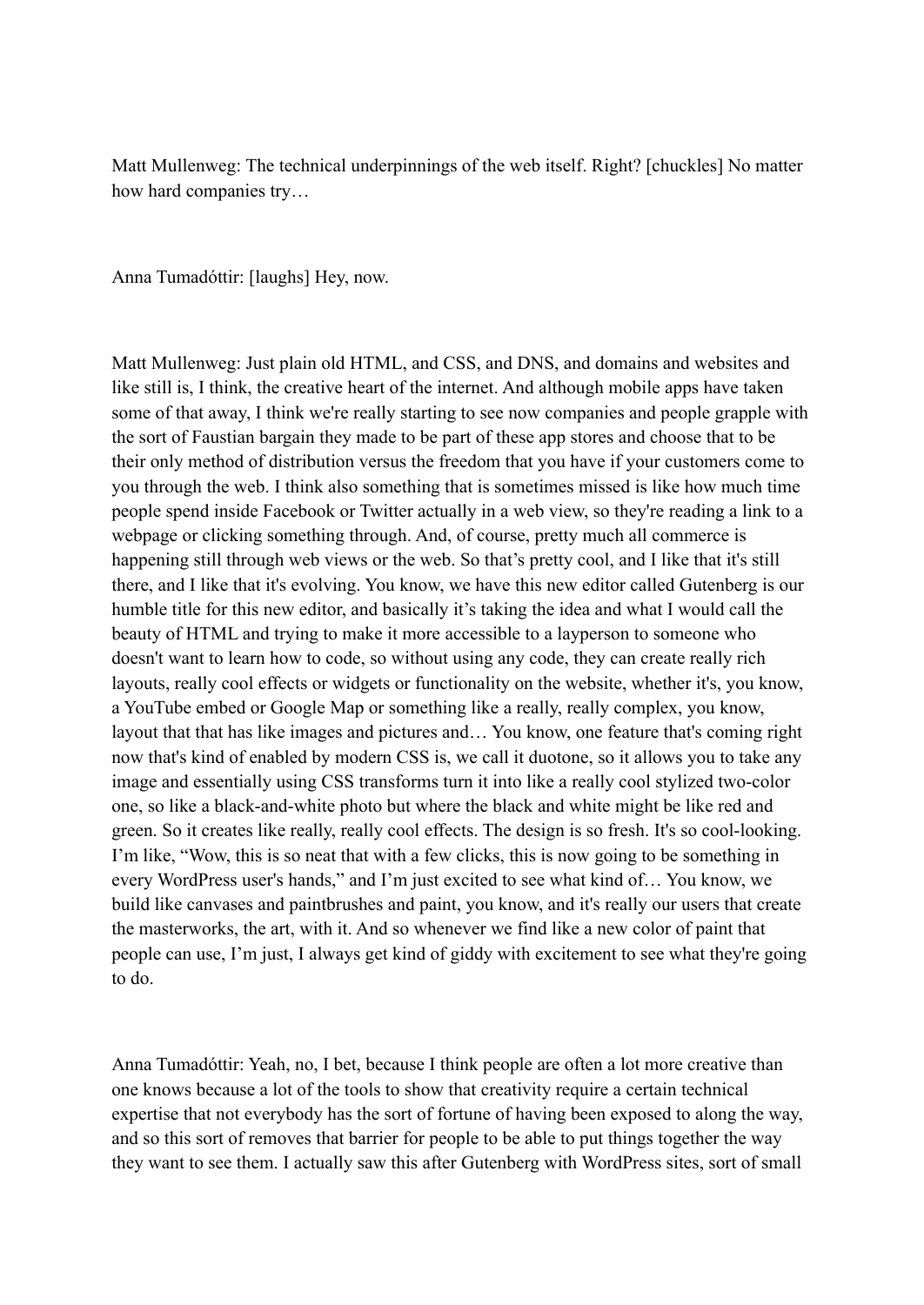Matt Mullenweg: The technical underpinnings of the web itself. Right? [chuckles] No matter how hard companies try…

Anna Tumadóttir: [laughs] Hey, now.

Matt Mullenweg: Just plain old HTML, and CSS, and DNS, and domains and websites and like still is, I think, the creative heart of the internet. And although mobile apps have taken some of that away, I think we're really starting to see now companies and people grapple with the sort of Faustian bargain they made to be part of these app stores and choose that to be their only method of distribution versus the freedom that you have if your customers come to you through the web. I think also something that is sometimes missed is like how much time people spend inside Facebook or Twitter actually in a web view, so they're reading a link to a webpage or clicking something through. And, of course, pretty much all commerce is happening still through web views or the web. So that's pretty cool, and I like that it's still there, and I like that it's evolving. You know, we have this new editor called Gutenberg is our humble title for this new editor, and basically it's taking the idea and what I would call the beauty of HTML and trying to make it more accessible to a layperson to someone who doesn't want to learn how to code, so without using any code, they can create really rich layouts, really cool effects or widgets or functionality on the website, whether it's, you know, a YouTube embed or Google Map or something like a really, really complex, you know, layout that that has like images and pictures and… You know, one feature that's coming right now that's kind of enabled by modern CSS is, we call it duotone, so it allows you to take any image and essentially using CSS transforms turn it into like a really cool stylized two-color one, so like a black-and-white photo but where the black and white might be like red and green. So it creates like really, really cool effects. The design is so fresh. It's so cool-looking. I'm like, "Wow, this is so neat that with a few clicks, this is now going to be something in every WordPress user's hands," and I'm just excited to see what kind of… You know, we build like canvases and paintbrushes and paint, you know, and it's really our users that create the masterworks, the art, with it. And so whenever we find like a new color of paint that people can use, I'm just, I always get kind of giddy with excitement to see what they're going to do.

Anna Tumadóttir: Yeah, no, I bet, because I think people are often a lot more creative than one knows because a lot of the tools to show that creativity require a certain technical expertise that not everybody has the sort of fortune of having been exposed to along the way, and so this sort of removes that barrier for people to be able to put things together the way they want to see them. I actually saw this after Gutenberg with WordPress sites, sort of small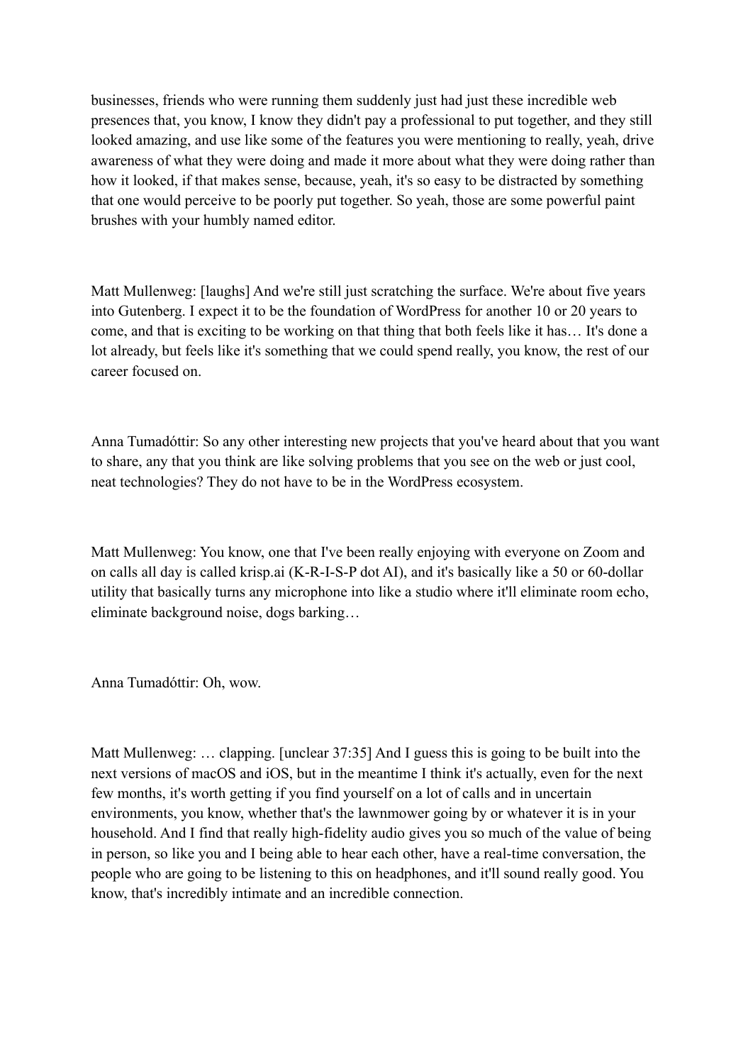businesses, friends who were running them suddenly just had just these incredible web presences that, you know, I know they didn't pay a professional to put together, and they still looked amazing, and use like some of the features you were mentioning to really, yeah, drive awareness of what they were doing and made it more about what they were doing rather than how it looked, if that makes sense, because, yeah, it's so easy to be distracted by something that one would perceive to be poorly put together. So yeah, those are some powerful paint brushes with your humbly named editor.

Matt Mullenweg: [laughs] And we're still just scratching the surface. We're about five years into Gutenberg. I expect it to be the foundation of WordPress for another 10 or 20 years to come, and that is exciting to be working on that thing that both feels like it has… It's done a lot already, but feels like it's something that we could spend really, you know, the rest of our career focused on.

Anna Tumadóttir: So any other interesting new projects that you've heard about that you want to share, any that you think are like solving problems that you see on the web or just cool, neat technologies? They do not have to be in the WordPress ecosystem.

Matt Mullenweg: You know, one that I've been really enjoying with everyone on Zoom and on calls all day is called krisp.ai (K-R-I-S-P dot AI), and it's basically like a 50 or 60-dollar utility that basically turns any microphone into like a studio where it'll eliminate room echo, eliminate background noise, dogs barking…

Anna Tumadóttir: Oh, wow.

Matt Mullenweg: … clapping. [unclear 37:35] And I guess this is going to be built into the next versions of macOS and iOS, but in the meantime I think it's actually, even for the next few months, it's worth getting if you find yourself on a lot of calls and in uncertain environments, you know, whether that's the lawnmower going by or whatever it is in your household. And I find that really high-fidelity audio gives you so much of the value of being in person, so like you and I being able to hear each other, have a real-time conversation, the people who are going to be listening to this on headphones, and it'll sound really good. You know, that's incredibly intimate and an incredible connection.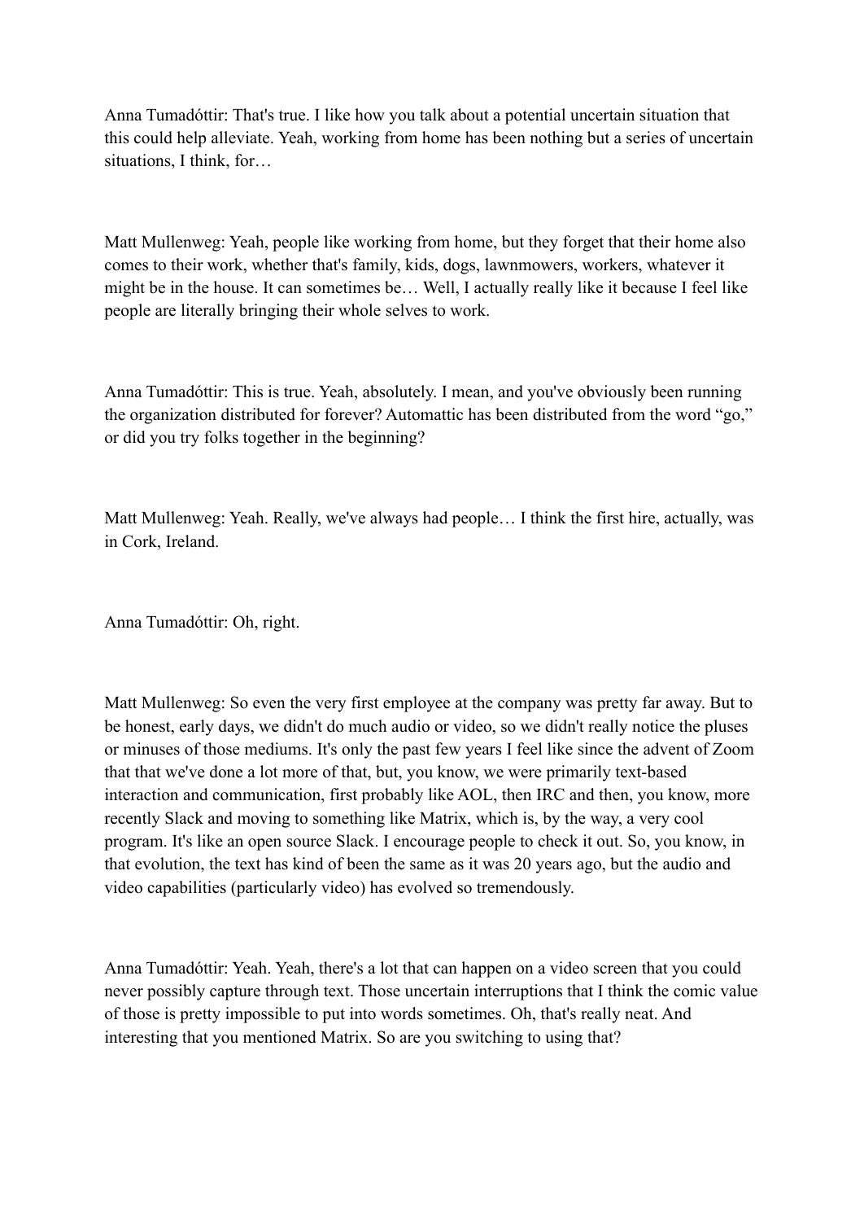Anna Tumadóttir: That's true. I like how you talk about a potential uncertain situation that this could help alleviate. Yeah, working from home has been nothing but a series of uncertain situations, I think, for…

Matt Mullenweg: Yeah, people like working from home, but they forget that their home also comes to their work, whether that's family, kids, dogs, lawnmowers, workers, whatever it might be in the house. It can sometimes be… Well, I actually really like it because I feel like people are literally bringing their whole selves to work.

Anna Tumadóttir: This is true. Yeah, absolutely. I mean, and you've obviously been running the organization distributed for forever? Automattic has been distributed from the word "go," or did you try folks together in the beginning?

Matt Mullenweg: Yeah. Really, we've always had people… I think the first hire, actually, was in Cork, Ireland.

Anna Tumadóttir: Oh, right.

Matt Mullenweg: So even the very first employee at the company was pretty far away. But to be honest, early days, we didn't do much audio or video, so we didn't really notice the pluses or minuses of those mediums. It's only the past few years I feel like since the advent of Zoom that that we've done a lot more of that, but, you know, we were primarily text-based interaction and communication, first probably like AOL, then IRC and then, you know, more recently Slack and moving to something like Matrix, which is, by the way, a very cool program. It's like an open source Slack. I encourage people to check it out. So, you know, in that evolution, the text has kind of been the same as it was 20 years ago, but the audio and video capabilities (particularly video) has evolved so tremendously.

Anna Tumadóttir: Yeah. Yeah, there's a lot that can happen on a video screen that you could never possibly capture through text. Those uncertain interruptions that I think the comic value of those is pretty impossible to put into words sometimes. Oh, that's really neat. And interesting that you mentioned Matrix. So are you switching to using that?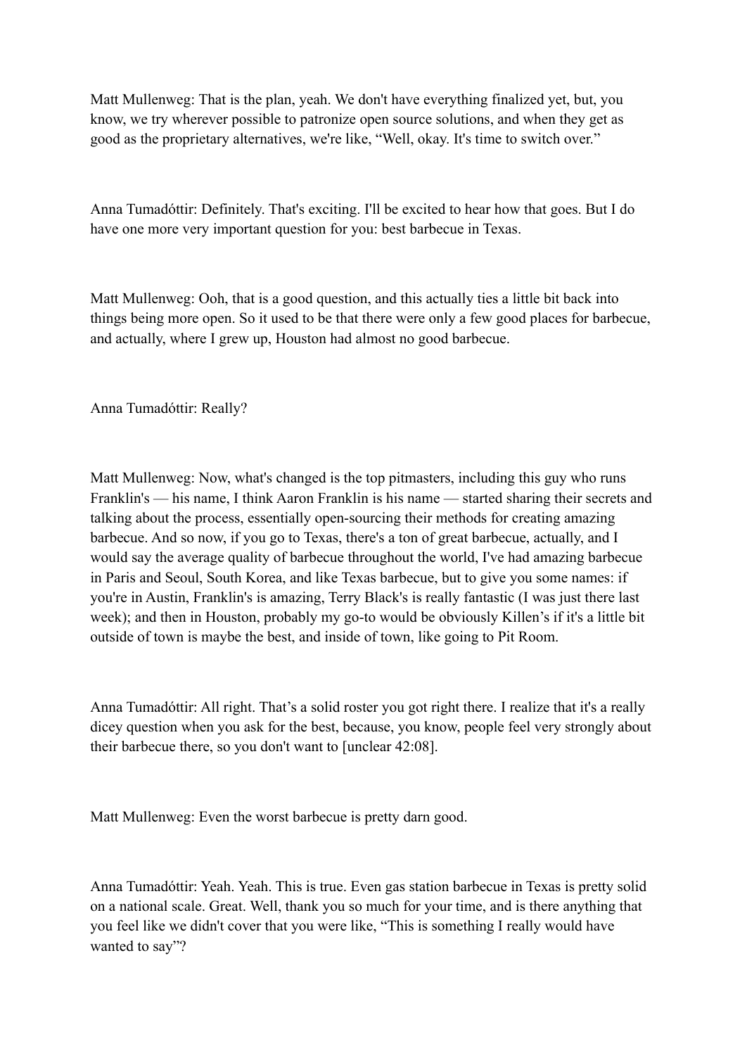Matt Mullenweg: That is the plan, yeah. We don't have everything finalized yet, but, you know, we try wherever possible to patronize open source solutions, and when they get as good as the proprietary alternatives, we're like, "Well, okay. It's time to switch over."

Anna Tumadóttir: Definitely. That's exciting. I'll be excited to hear how that goes. But I do have one more very important question for you: best barbecue in Texas.

Matt Mullenweg: Ooh, that is a good question, and this actually ties a little bit back into things being more open. So it used to be that there were only a few good places for barbecue, and actually, where I grew up, Houston had almost no good barbecue.

Anna Tumadóttir: Really?

Matt Mullenweg: Now, what's changed is the top pitmasters, including this guy who runs Franklin's — his name, I think Aaron Franklin is his name — started sharing their secrets and talking about the process, essentially open-sourcing their methods for creating amazing barbecue. And so now, if you go to Texas, there's a ton of great barbecue, actually, and I would say the average quality of barbecue throughout the world, I've had amazing barbecue in Paris and Seoul, South Korea, and like Texas barbecue, but to give you some names: if you're in Austin, Franklin's is amazing, Terry Black's is really fantastic (I was just there last week); and then in Houston, probably my go-to would be obviously Killen's if it's a little bit outside of town is maybe the best, and inside of town, like going to Pit Room.

Anna Tumadóttir: All right. That's a solid roster you got right there. I realize that it's a really dicey question when you ask for the best, because, you know, people feel very strongly about their barbecue there, so you don't want to [unclear 42:08].

Matt Mullenweg: Even the worst barbecue is pretty darn good.

Anna Tumadóttir: Yeah. Yeah. This is true. Even gas station barbecue in Texas is pretty solid on a national scale. Great. Well, thank you so much for your time, and is there anything that you feel like we didn't cover that you were like, "This is something I really would have wanted to say"?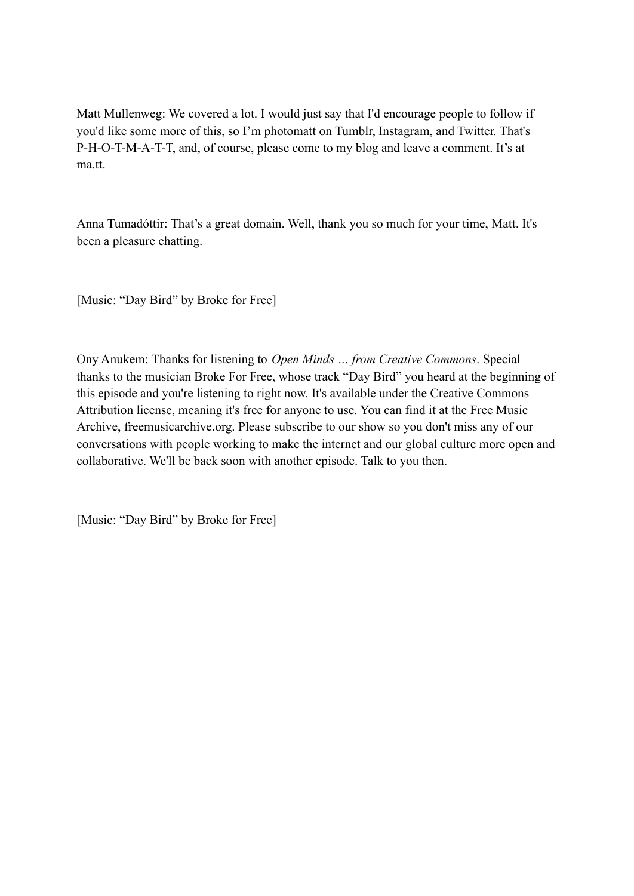Matt Mullenweg: We covered a lot. I would just say that I'd encourage people to follow if you'd like some more of this, so I'm photomatt on Tumblr, Instagram, and Twitter. That's P-H-O-T-M-A-T-T, and, of course, please come to my blog and leave a comment. It's at ma.tt.

Anna Tumadóttir: That's a great domain. Well, thank you so much for your time, Matt. It's been a pleasure chatting.

[Music: "Day Bird" by Broke for Free]

Ony Anukem: Thanks for listening to *Open Minds … from Creative Commons*. Special thanks to the musician Broke For Free, whose track "Day Bird" you heard at the beginning of this episode and you're listening to right now. It's available under the Creative Commons Attribution license, meaning it's free for anyone to use. You can find it at the Free Music Archive, freemusicarchive.org. Please subscribe to our show so you don't miss any of our conversations with people working to make the internet and our global culture more open and collaborative. We'll be back soon with another episode. Talk to you then.

[Music: "Day Bird" by Broke for Free]